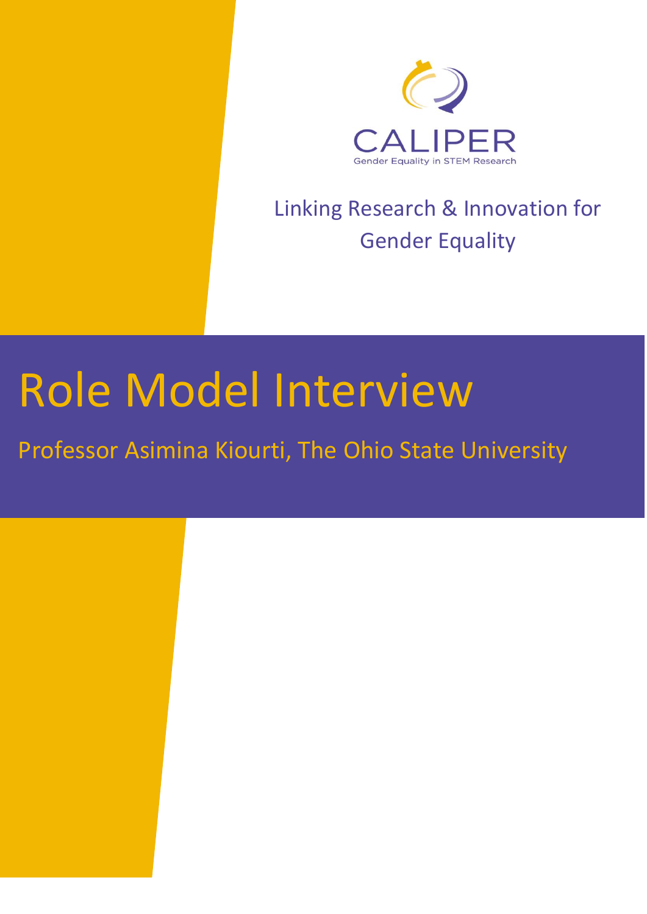CALIPER

Gender Equality in STEM Research

Linking Research & Innovation for Gender Equality

# Role Model Interview

Professor Asimina Kiourti, The Ohio State University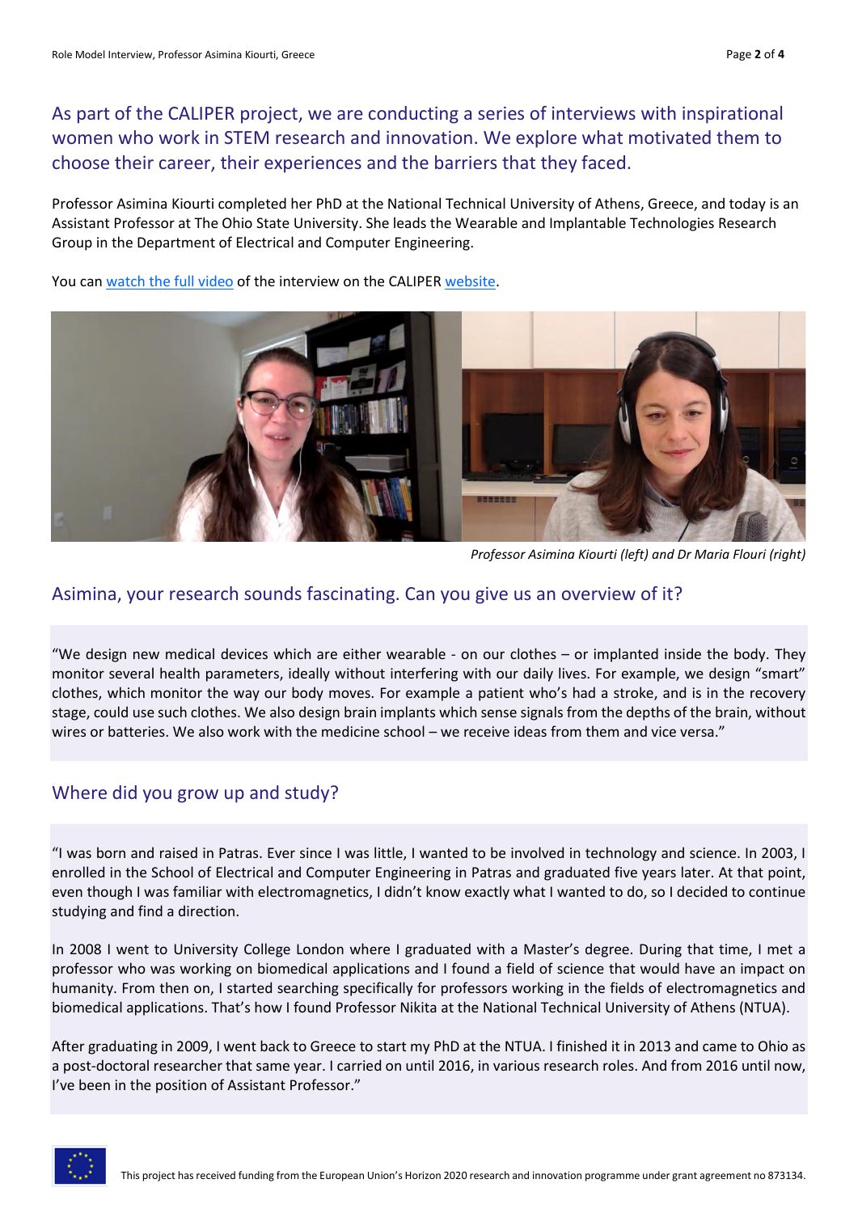## As part of the CALIPER project, we are conducting a series of interviews with inspirational women who work in STEM research and innovation. We explore what motivated them to choose their career, their experiences and the barriers that they faced.

Professor Asimina Kiourti completed her PhD at the National Technical University of Athens, Greece, and today is an Assistant Professor at The Ohio State University. She leads the Wearable and Implantable Technologies Research Group in the Department of Electrical and Computer Engineering.

You can watch the full video of the interview on the CALIPER website.

*Professor Asimina Kiourti (left) and Dr Maria Flouri (right)*

## Asimina, your research sounds fascinating. Can you give us an overview of it?

"We design new medical devices which are either wearable - on our clothes – or implanted inside the body. They monitor several health parameters, ideally without interfering with our daily lives. For example, we design "smart" clothes, which monitor the way our body moves. For example a patient who's had a stroke, and is in the recovery stage, could use such clothes. We also design brain implants which sense signals from the depths of the brain, without wires or batteries. We also work with the medicine school – we receive ideas from them and vice versa."

## Where did you grow up and study?

"I was born and raised in Patras. Ever since I was little, I wanted to be involved in technology and science. In 2003, I enrolled in the School of Electrical and Computer Engineering in Patras and graduated five years later. At that point, even though I was familiar with electromagnetics, I didn't know exactly what I wanted to do, so I decided to continue studying and find a direction.

In 2008 I went to University College London where I graduated with a Master's degree. During that time, I met a professor who was working on biomedical applications and I found a field of science that would have an impact on humanity. From then on, I started searching specifically for professors working in the fields of electromagnetics and biomedical applications. That's how I found Professor Nikita at the National Technical University of Athens (NTUA).

After graduating in 2009, I went back to Greece to start my PhD at the NTUA. I finished it in 2013 and came to Ohio as a post-doctoral researcher that same year. I carried on until 2016, in various research roles. And from 2016 until now, I've been in the position of Assistant Professor."

This project has received funding from the European Union's Horizon 2020 research and innovation programme under grant agreement no 873134.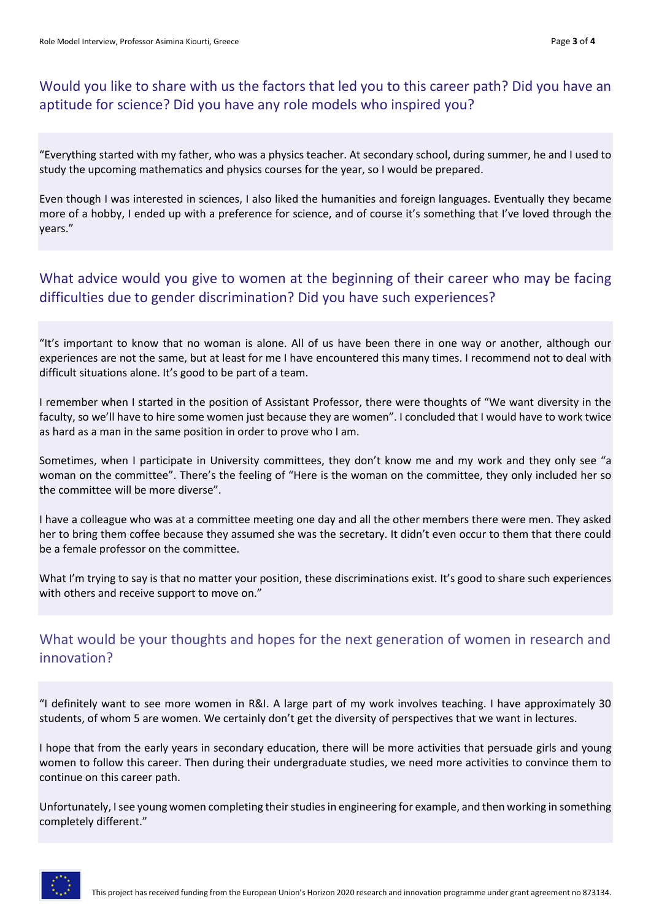## Would you like to share with us the factors that led you to this career path? Did you have an aptitude for science? Did you have any role models who inspired you?

"Everything started with my father, who was a physics teacher. At secondary school, during summer, he and I used to study the upcoming mathematics and physics courses for the year, so I would be prepared.

Even though I was interested in sciences, I also liked the humanities and foreign languages. Eventually they became more of a hobby, I ended up with a preference for science, and of course it's something that I've loved through the years."

## What advice would you give to women at the beginning of their career who may be facing difficulties due to gender discrimination? Did you have such experiences?

"It's important to know that no woman is alone. All of us have been there in one way or another, although our experiences are not the same, but at least for me I have encountered this many times. I recommend not to deal with difficult situations alone. It's good to be part of a team.

I remember when I started in the position of Assistant Professor, there were thoughts of "We want diversity in the faculty, so we'll have to hire some women just because they are women". I concluded that I would have to work twice as hard as a man in the same position in order to prove who I am.

Sometimes, when I participate in University committees, they don't know me and my work and they only see "a woman on the committee". There's the feeling of "Here is the woman on the committee, they only included her so the committee will be more diverse".

I have a colleague who was at a committee meeting one day and all the other members there were men. They asked her to bring them coffee because they assumed she was the secretary. It didn't even occur to them that there could be a female professor on the committee.

What I'm trying to say is that no matter your position, these discriminations exist. It's good to share such experiences with others and receive support to move on."

## What would be your thoughts and hopes for the next generation of women in research and innovation?

"I definitely want to see more women in R&I. A large part of my work involves teaching. I have approximately 30 students, of whom 5 are women. We certainly don't get the diversity of perspectives that we want in lectures.

I hope that from the early years in secondary education, there will be more activities that persuade girls and young women to follow this career. Then during their undergraduate studies, we need more activities to convince them to continue on this career path.

Unfortunately, I see young women completing their studies in engineering for example, and then working in something completely different."

This project has received funding from the European Union's Horizon 2020 research and innovation programme under grant agreement no 873134.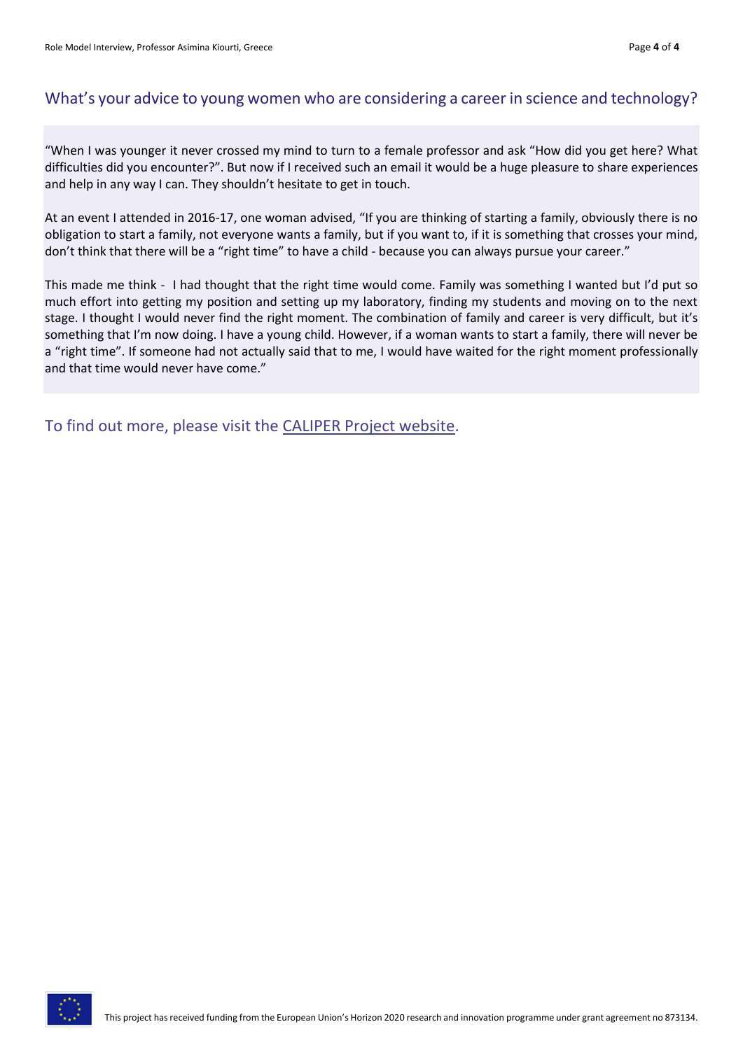## What's your advice to young women who are considering a career in science and technology?

"When I was younger it never crossed my mind to turn to a female professor and ask "How did you get here? What difficulties did you encounter?". But now if I received such an email it would be a huge pleasure to share experiences and help in any way I can. They shouldn't hesitate to get in touch.

At an event I attended in 2016-17, one woman advised, "If you are thinking of starting a family, obviously there is no obligation to start a family, not everyone wants a family, but if you want to, if it is something that crosses your mind, don't think that there will be a "right time" to have a child - because you can always pursue your career."

This made me think - I had thought that the right time would come. Family was something I wanted but I'd put so much effort into getting my position and setting up my laboratory, finding my students and moving on to the next stage. I thought I would never find the right moment. The combination of family and career is very difficult, but it's something that I'm now doing. I have a young child. However, if a woman wants to start a family, there will never be a "right time". If someone had not actually said that to me, I would have waited for the right moment professionally and that time would never have come."

To find out more, please visit the CALIPER Project website.

This project has received funding from the European Union's Horizon 2020 research and innovation programme under grant agreement no 873134.